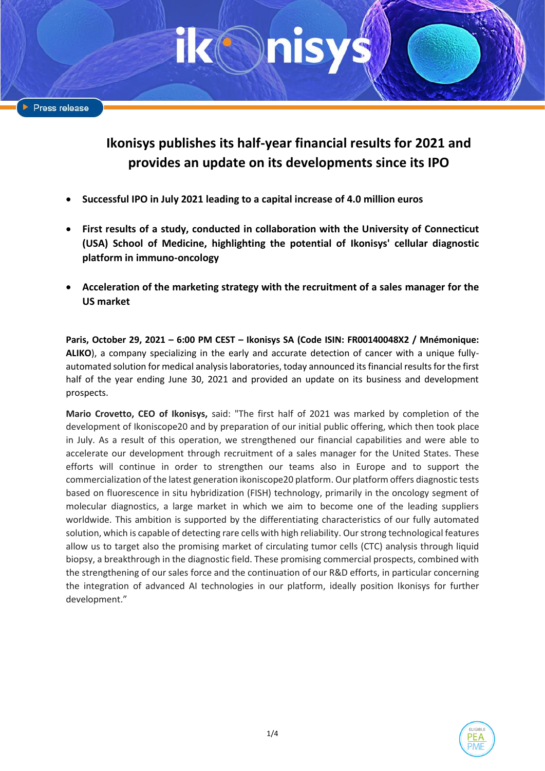Press release

# Ikonisys publishes its half-year financial results for 2021 and provides an update on its developments since its IPO

- **Successful IPO in July 2021 leading to a capital increase of 4.0 million euros**
- **First results of a study, conducted in collaboration with the University of Connecticut (USA) School of Medicine, highlighting the potential of Ikonisys' cellular diagnostic platform in immuno-oncology**
- **Acceleration of the marketing strategy with the recruitment of a sales manager for the US market**

**Paris, October 29, 2021 – 6:00 PM CEST – Ikonisys SA (Code ISIN: FR00140048X2 / Mnémonique: ALIKO**), a company specializing in the early and accurate detection of cancer with a unique fully-automated solution for medical analysis laboratories, today announced its financial results for the first half of the year ending June 30, 2021 and provided an update on its business and development prospects.

**Mario Crovetto, CEO of Ikonisys,** said: "The first half of 2021 was marked by completion of the development of Ikoniscope20 and by preparation of our initial public offering, which then took place in July. As a result of this operation, we strengthened our financial capabilities and were able to accelerate our development through recruitment of a sales manager for the United States. These efforts will continue in order to strengthen our teams also in Europe and to support the commercialization of the latest generation ikoniscope20 platform. Our platform offers diagnostic tests based on fluorescence in situ hybridization (FISH) technology, primarily in the oncology segment of molecular diagnostics, a large market in which we aim to become one of the leading suppliers worldwide. This ambition is supported by the differentiating characteristics of our fully automated solution, which is capable of detecting rare cells with high reliability. Our strong technological features allow us to target also the promising market of circulating tumor cells (CTC) analysis through liquid biopsy, a breakthrough in the diagnostic field. These promising commercial prospects, combined with the strengthening of our sales force and the continuation of our R&D efforts, in particular concerning the integration of advanced AI technologies in our platform, ideally position Ikonisys for further development."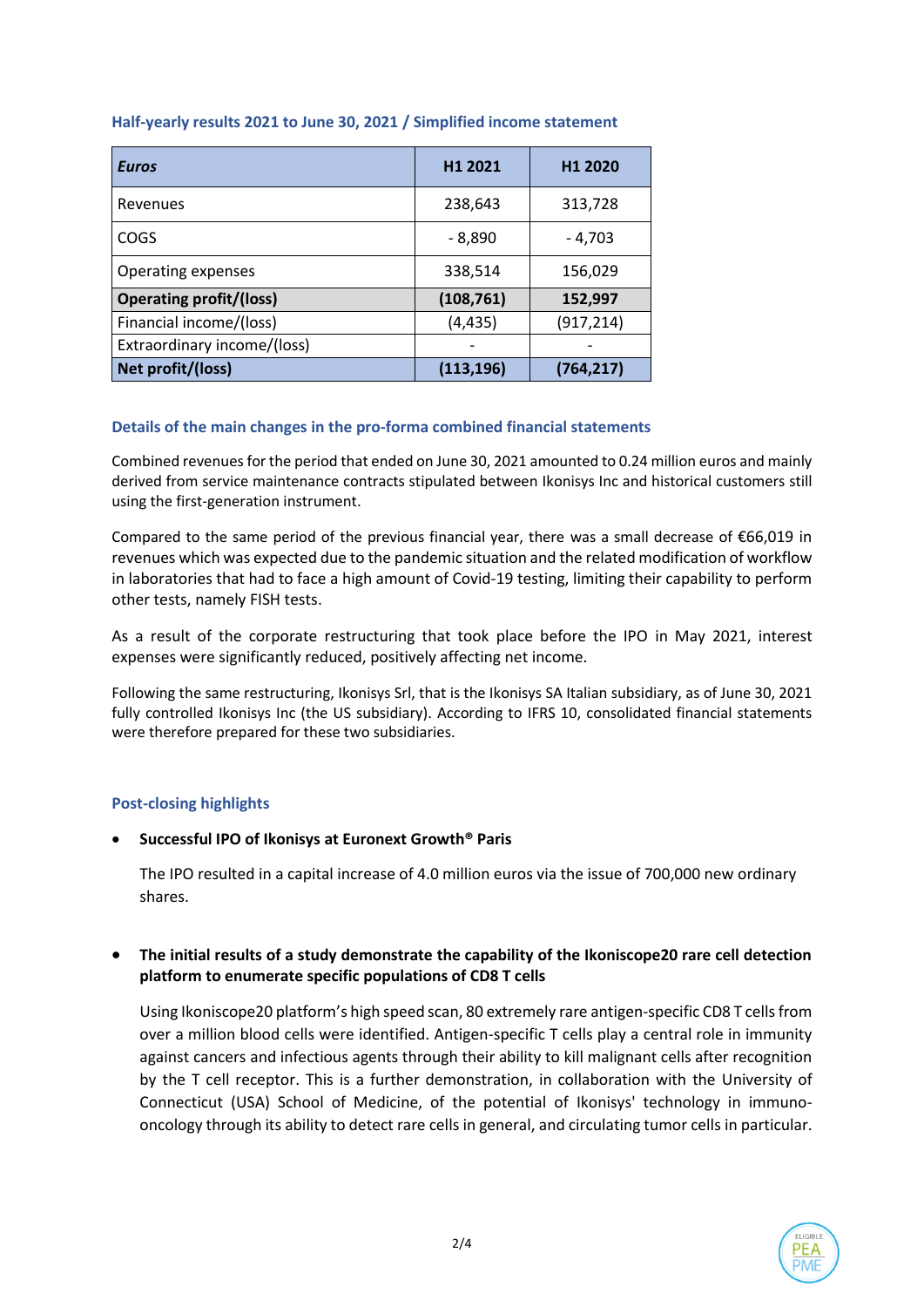### Half-yearly results 2021 to June 30, 2021 / Simplified income statement

| *Euros* | H1 2021 | H1 2020 |
|---|---|---|
| Revenues | 238,643 | 313,728 |
| COGS | - 8,890 | - 4,703 |
| Operating expenses | 338,514 | 156,029 |
| **Operating profit/(loss)** | **(108,761)** | **152,997** |
| Financial income/(loss) | (4,435) | (917,214) |
| Extraordinary income/(loss) | - | - |
| **Net profit/(loss)** | **(113,196)** | **(764,217)** |

### Details of the main changes in the pro-forma combined financial statements

Combined revenues for the period that ended on June 30, 2021 amounted to 0.24 million euros and mainly derived from service maintenance contracts stipulated between Ikonisys Inc and historical customers still using the first-generation instrument.

Compared to the same period of the previous financial year, there was a small decrease of €66,019 in revenues which was expected due to the pandemic situation and the related modification of workflow in laboratories that had to face a high amount of Covid-19 testing, limiting their capability to perform other tests, namely FISH tests.

As a result of the corporate restructuring that took place before the IPO in May 2021, interest expenses were significantly reduced, positively affecting net income.

Following the same restructuring, Ikonisys Srl, that is the Ikonisys SA Italian subsidiary, as of June 30, 2021 fully controlled Ikonisys Inc (the US subsidiary). According to IFRS 10, consolidated financial statements were therefore prepared for these two subsidiaries.

### Post-closing highlights

- **Successful IPO of Ikonisys at Euronext Growth® Paris**

  The IPO resulted in a capital increase of 4.0 million euros via the issue of 700,000 new ordinary shares.

- **The initial results of a study demonstrate the capability of the Ikoniscope20 rare cell detection platform to enumerate specific populations of CD8 T cells**

  Using Ikoniscope20 platform's high speed scan, 80 extremely rare antigen-specific CD8 T cells from over a million blood cells were identified. Antigen-specific T cells play a central role in immunity against cancers and infectious agents through their ability to kill malignant cells after recognition by the T cell receptor. This is a further demonstration, in collaboration with the University of Connecticut (USA) School of Medicine, of the potential of Ikonisys' technology in immuno-oncology through its ability to detect rare cells in general, and circulating tumor cells in particular.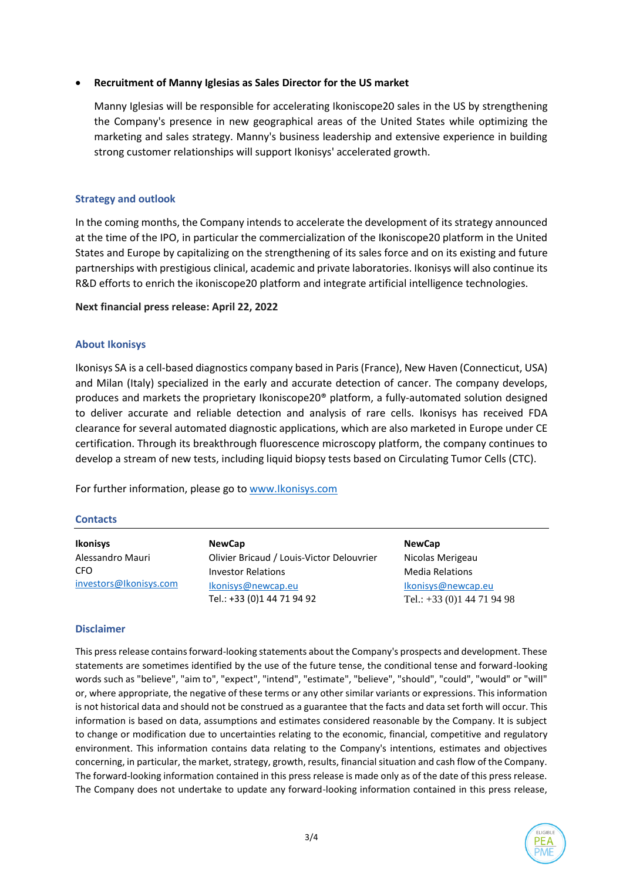- **Recruitment of Manny Iglesias as Sales Director for the US market**

  Manny Iglesias will be responsible for accelerating Ikoniscope20 sales in the US by strengthening the Company's presence in new geographical areas of the United States while optimizing the marketing and sales strategy. Manny's business leadership and extensive experience in building strong customer relationships will support Ikonisys' accelerated growth.

## Strategy and outlook

In the coming months, the Company intends to accelerate the development of its strategy announced at the time of the IPO, in particular the commercialization of the Ikoniscope20 platform in the United States and Europe by capitalizing on the strengthening of its sales force and on its existing and future partnerships with prestigious clinical, academic and private laboratories. Ikonisys will also continue its R&D efforts to enrich the ikoniscope20 platform and integrate artificial intelligence technologies.

**Next financial press release: April 22, 2022**

## About Ikonisys

Ikonisys SA is a cell-based diagnostics company based in Paris (France), New Haven (Connecticut, USA) and Milan (Italy) specialized in the early and accurate detection of cancer. The company develops, produces and markets the proprietary Ikoniscope20® platform, a fully-automated solution designed to deliver accurate and reliable detection and analysis of rare cells. Ikonisys has received FDA clearance for several automated diagnostic applications, which are also marketed in Europe under CE certification. Through its breakthrough fluorescence microscopy platform, the company continues to develop a stream of new tests, including liquid biopsy tests based on Circulating Tumor Cells (CTC).

For further information, please go to www.Ikonisys.com

## Contacts

| **Ikonisys** | **NewCap** | **NewCap** |
|---|---|---|
| Alessandro Mauri | Olivier Bricaud / Louis-Victor Delouvrier | Nicolas Merigeau |
| CFO | Investor Relations | Media Relations |
| investors@Ikonisys.com | Ikonisys@newcap.eu | Ikonisys@newcap.eu |
| | Tel.: +33 (0)1 44 71 94 92 | Tel.: +33 (0)1 44 71 94 98 |

## Disclaimer

This press release contains forward-looking statements about the Company's prospects and development. These statements are sometimes identified by the use of the future tense, the conditional tense and forward-looking words such as "believe", "aim to", "expect", "intend", "estimate", "believe", "should", "could", "would" or "will" or, where appropriate, the negative of these terms or any other similar variants or expressions. This information is not historical data and should not be construed as a guarantee that the facts and data set forth will occur. This information is based on data, assumptions and estimates considered reasonable by the Company. It is subject to change or modification due to uncertainties relating to the economic, financial, competitive and regulatory environment. This information contains data relating to the Company's intentions, estimates and objectives concerning, in particular, the market, strategy, growth, results, financial situation and cash flow of the Company. The forward-looking information contained in this press release is made only as of the date of this press release. The Company does not undertake to update any forward-looking information contained in this press release,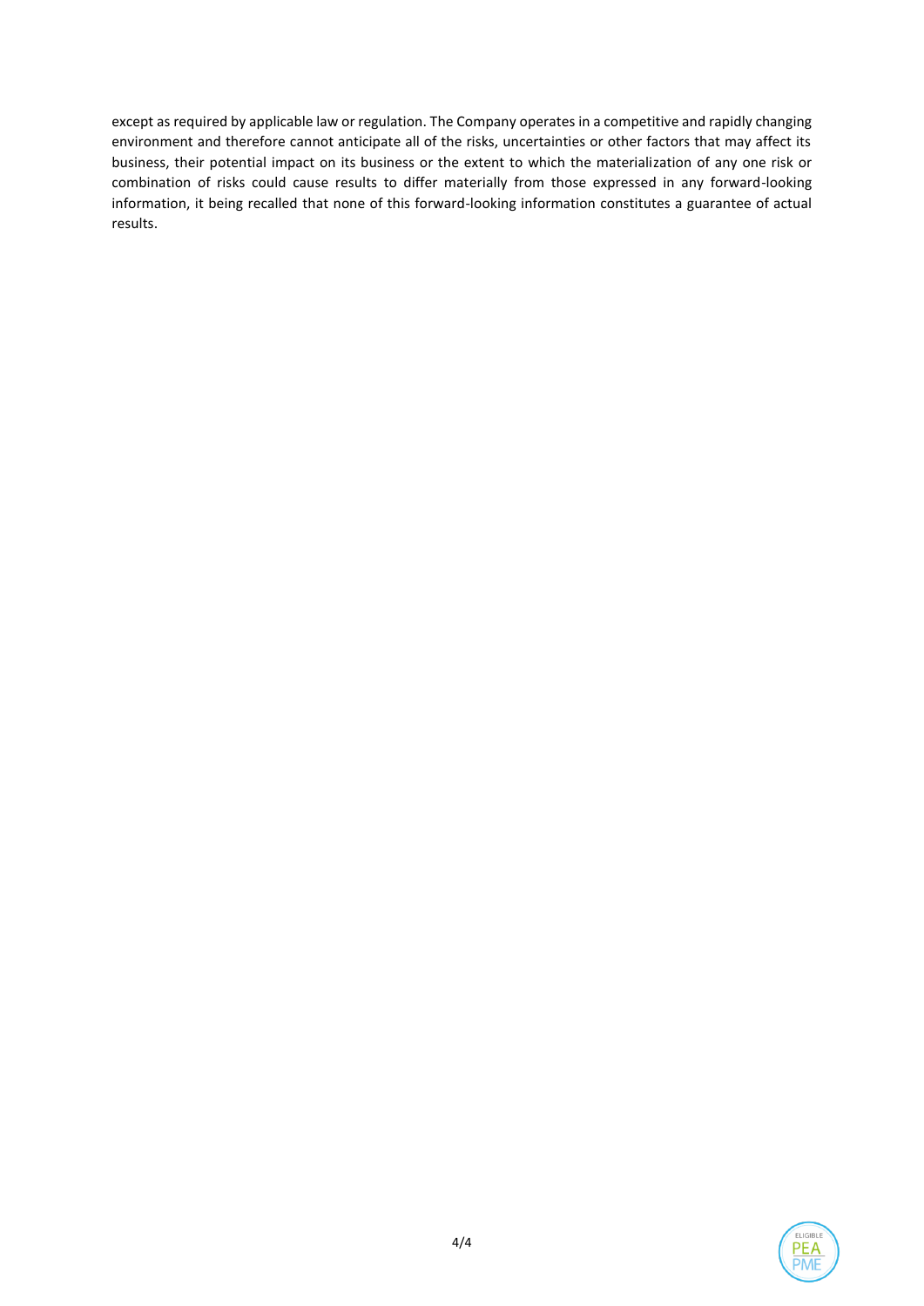except as required by applicable law or regulation. The Company operates in a competitive and rapidly changing environment and therefore cannot anticipate all of the risks, uncertainties or other factors that may affect its business, their potential impact on its business or the extent to which the materialization of any one risk or combination of risks could cause results to differ materially from those expressed in any forward-looking information, it being recalled that none of this forward-looking information constitutes a guarantee of actual results.